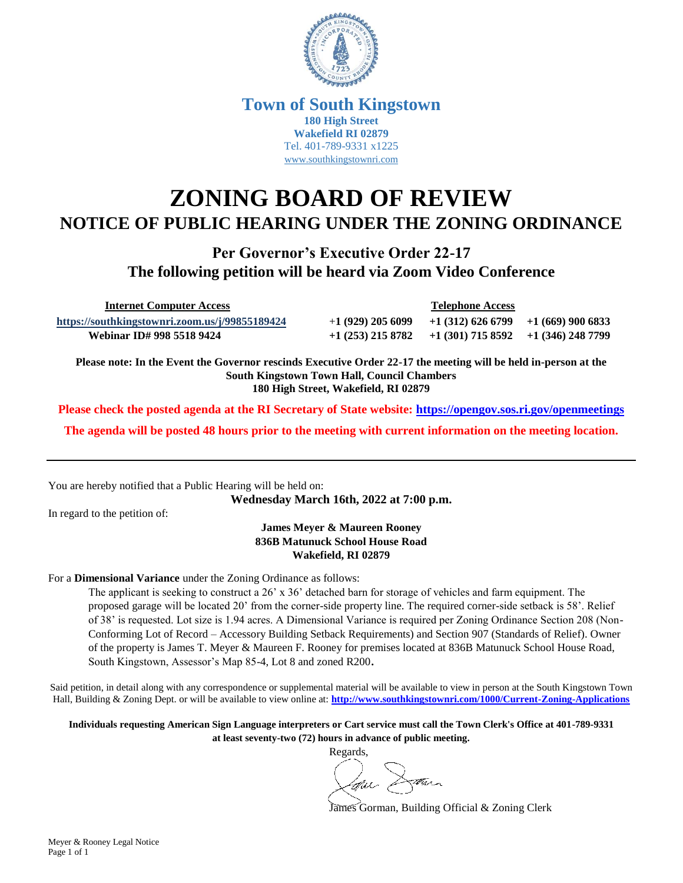# Town of South Kingstown

**180 High Street**
**Wakefield RI 02879**
Tel. 401-789-9331 x1225
www.southkingstownri.com

# ZONING BOARD OF REVIEW

## NOTICE OF PUBLIC HEARING UNDER THE ZONING ORDINANCE

### Per Governor's Executive Order 22-17
### The following petition will be heard via Zoom Video Conference

| Internet Computer Access | Telephone Access | | |
|---|---|---|---|
| **https://southkingstownri.zoom.us/j/99855189424** | **+1 (929) 205 6099** | **+1 (312) 626 6799** | **+1 (669) 900 6833** |
| **Webinar ID# 998 5518 9424** | **+1 (253) 215 8782** | **+1 (301) 715 8592** | **+1 (346) 248 7799** |

**Please note: In the Event the Governor rescinds Executive Order 22-17 the meeting will be held in-person at the South Kingstown Town Hall, Council Chambers 180 High Street, Wakefield, RI 02879**

**Please check the posted agenda at the RI Secretary of State website: https://opengov.sos.ri.gov/openmeetings**

**The agenda will be posted 48 hours prior to the meeting with current information on the meeting location.**

---

You are hereby notified that a Public Hearing will be held on:

**Wednesday March 16th, 2022 at 7:00 p.m.**

In regard to the petition of:

**James Meyer & Maureen Rooney**
**836B Matunuck School House Road**
**Wakefield, RI 02879**

For a **Dimensional Variance** under the Zoning Ordinance as follows:

The applicant is seeking to construct a 26' x 36' detached barn for storage of vehicles and farm equipment. The proposed garage will be located 20' from the corner-side property line. The required corner-side setback is 58'. Relief of 38' is requested. Lot size is 1.94 acres. A Dimensional Variance is required per Zoning Ordinance Section 208 (Non-Conforming Lot of Record – Accessory Building Setback Requirements) and Section 907 (Standards of Relief). Owner of the property is James T. Meyer & Maureen F. Rooney for premises located at 836B Matunuck School House Road, South Kingstown, Assessor's Map 85-4, Lot 8 and zoned R200.

Said petition, in detail along with any correspondence or supplemental material will be available to view in person at the South Kingstown Town Hall, Building & Zoning Dept. or will be available to view online at: **http://www.southkingstownri.com/1000/Current-Zoning-Applications**

**Individuals requesting American Sign Language interpreters or Cart service must call the Town Clerk's Office at 401-789-9331 at least seventy-two (72) hours in advance of public meeting.**

Regards,

James Gorman, Building Official & Zoning Clerk

Meyer & Rooney Legal Notice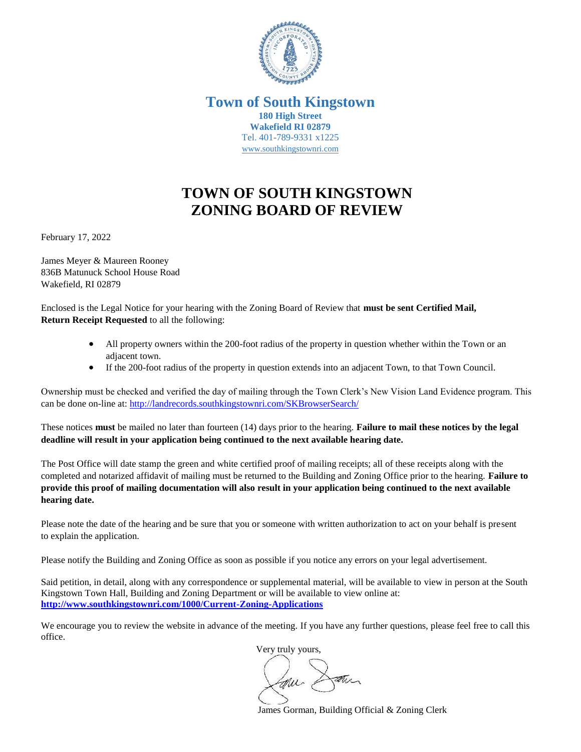**Town of South Kingstown**
**180 High Street**
**Wakefield RI 02879**
Tel. 401-789-9331 x1225
www.southkingstownri.com

# TOWN OF SOUTH KINGSTOWN ZONING BOARD OF REVIEW

February 17, 2022

James Meyer & Maureen Rooney
836B Matunuck School House Road
Wakefield, RI 02879

Enclosed is the Legal Notice for your hearing with the Zoning Board of Review that **must be sent Certified Mail, Return Receipt Requested** to all the following:

- All property owners within the 200-foot radius of the property in question whether within the Town or an adjacent town.
- If the 200-foot radius of the property in question extends into an adjacent Town, to that Town Council.

Ownership must be checked and verified the day of mailing through the Town Clerk's New Vision Land Evidence program. This can be done on-line at: http://landrecords.southkingstownri.com/SKBrowserSearch/

These notices **must** be mailed no later than fourteen (14) days prior to the hearing. **Failure to mail these notices by the legal deadline will result in your application being continued to the next available hearing date.**

The Post Office will date stamp the green and white certified proof of mailing receipts; all of these receipts along with the completed and notarized affidavit of mailing must be returned to the Building and Zoning Office prior to the hearing. **Failure to provide this proof of mailing documentation will also result in your application being continued to the next available hearing date.**

Please note the date of the hearing and be sure that you or someone with written authorization to act on your behalf is present to explain the application.

Please notify the Building and Zoning Office as soon as possible if you notice any errors on your legal advertisement.

Said petition, in detail, along with any correspondence or supplemental material, will be available to view in person at the South Kingstown Town Hall, Building and Zoning Department or will be available to view online at:
**http://www.southkingstownri.com/1000/Current-Zoning-Applications**

We encourage you to review the website in advance of the meeting. If you have any further questions, please feel free to call this office.

Very truly yours,

James Gorman, Building Official & Zoning Clerk